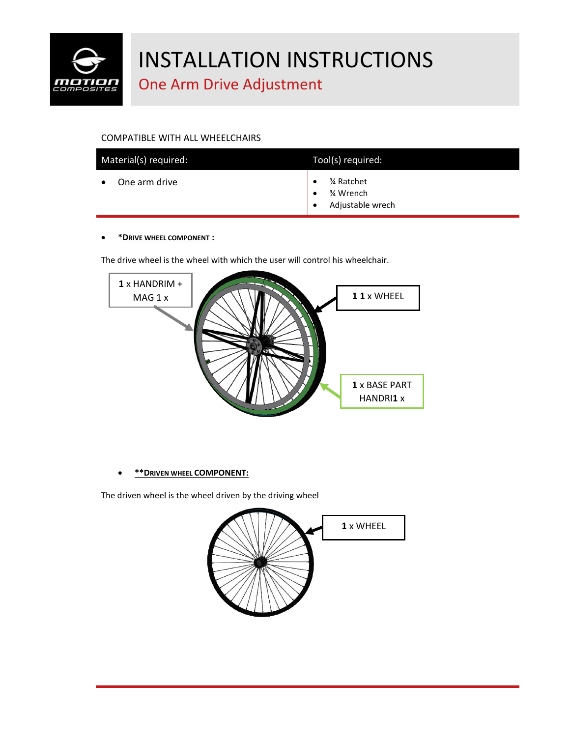# INSTALLATION INSTRUCTIONS

## One Arm Drive Adjustment

COMPATIBLE WITH ALL WHEELCHAIRS

| Material(s) required: | Tool(s) required: |
|---|---|
| • One arm drive | • ¾ Ratchet<br>• ¾ Wrench<br>• Adjustable wrech |

- ***DRIVE WHEEL COMPONENT :**

The drive wheel is the wheel with which the user will control his wheelchair.

**1** x HANDRIM + MAG 1 x

**1 1** x WHEEL

**1** x BASE PART HANDRI**1** x

- ****DRIVEN WHEEL COMPONENT:**

The driven wheel is the wheel driven by the driving wheel

**1** x WHEEL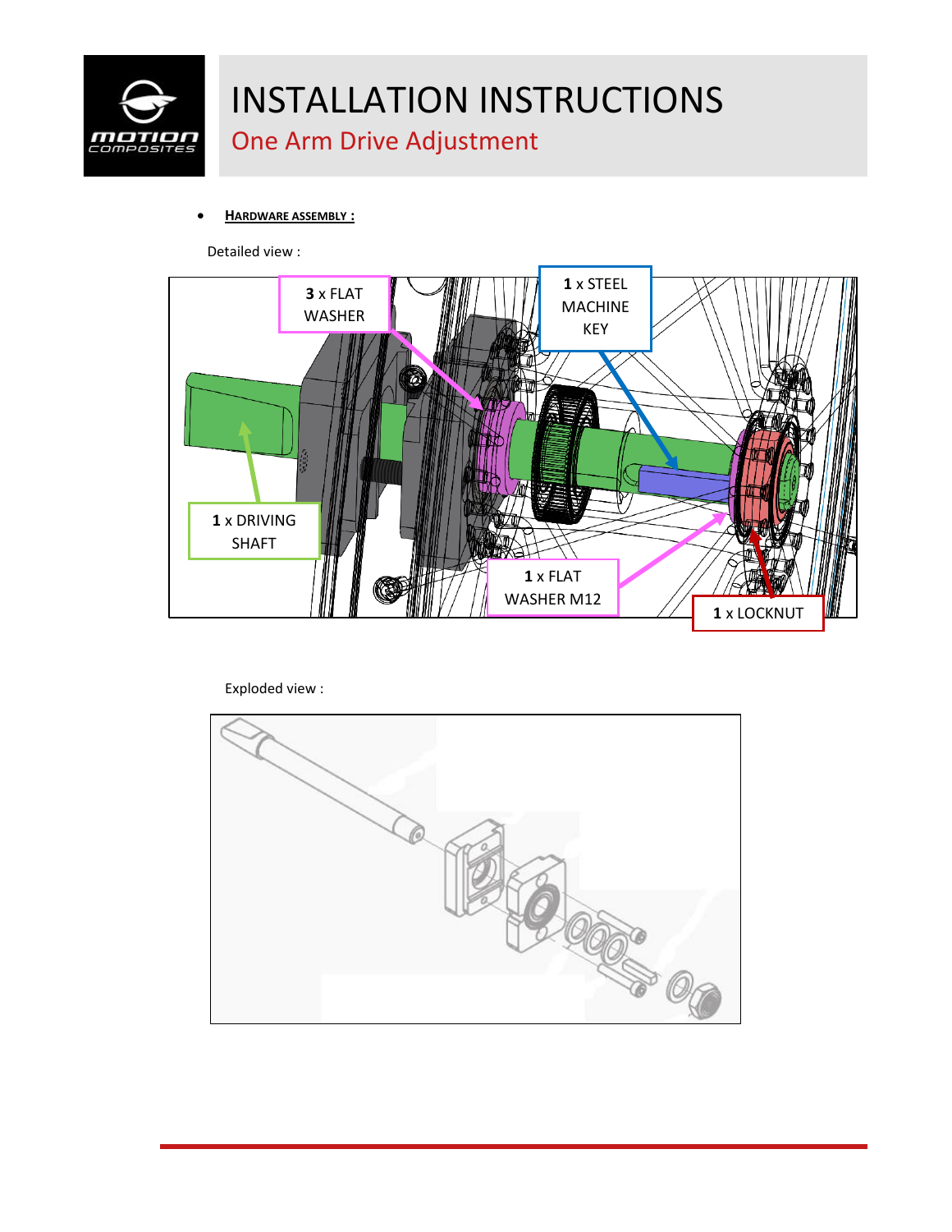# INSTALLATION INSTRUCTIONS

## One Arm Drive Adjustment

- **HARDWARE ASSEMBLY :**

Detailed view :

**3** x FLAT WASHER

**1** x STEEL MACHINE KEY

**1** x DRIVING SHAFT

**1** x FLAT WASHER M12

**1** x LOCKNUT

Exploded view :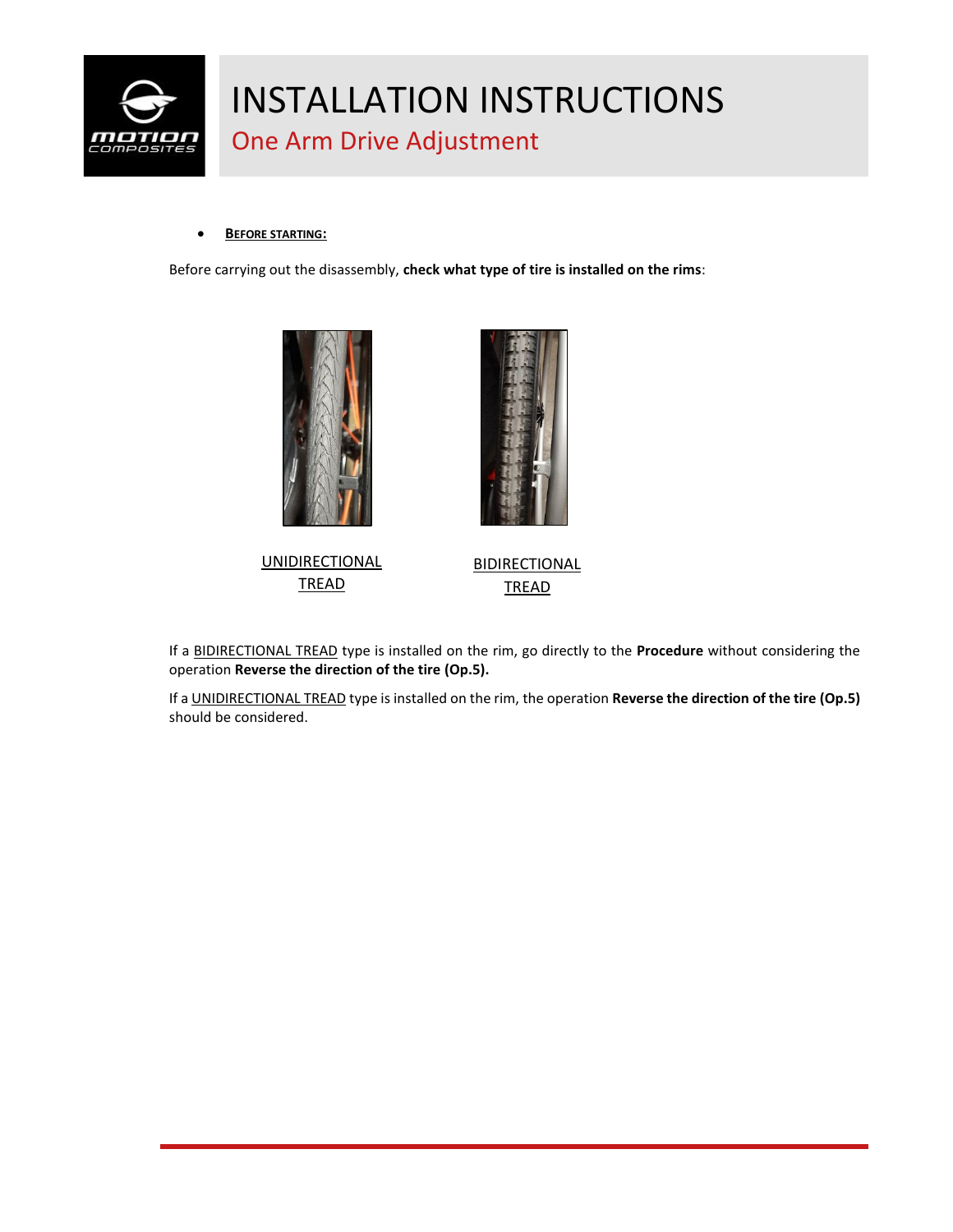# INSTALLATION INSTRUCTIONS

## One Arm Drive Adjustment

- **BEFORE STARTING:**

Before carrying out the disassembly, **check what type of tire is installed on the rims**:

UNIDIRECTIONAL TREAD

BIDIRECTIONAL TREAD

If a BIDIRECTIONAL TREAD type is installed on the rim, go directly to the **Procedure** without considering the operation **Reverse the direction of the tire (Op.5).**

If a UNIDIRECTIONAL TREAD type is installed on the rim, the operation **Reverse the direction of the tire (Op.5)** should be considered.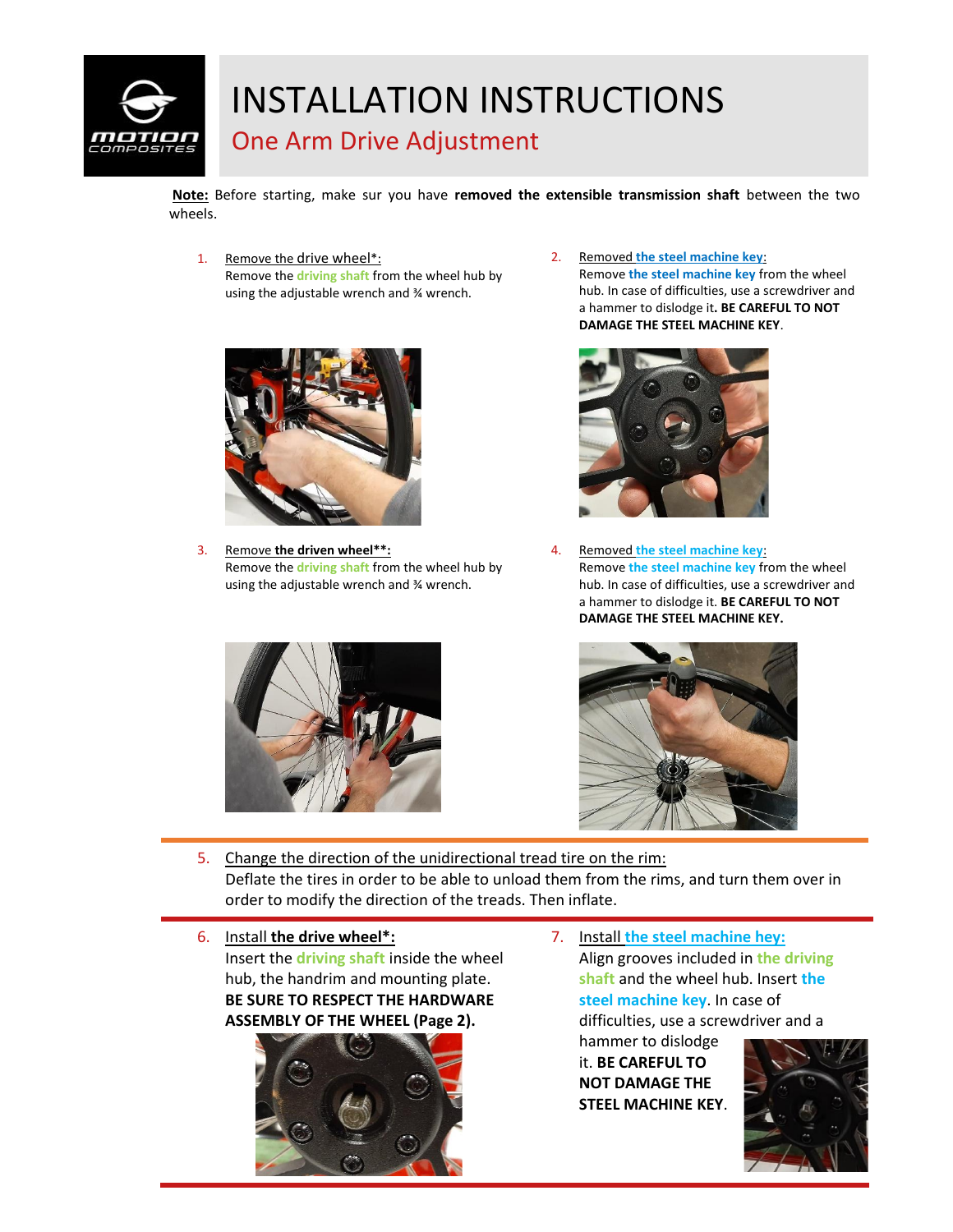# INSTALLATION INSTRUCTIONS

## One Arm Drive Adjustment

**Note:** Before starting, make sur you have **removed the extensible transmission shaft** between the two wheels.

1. Remove the drive wheel*:
   Remove the **driving shaft** from the wheel hub by using the adjustable wrench and ¾ wrench.

2. Removed **the steel machine key**:
   Remove **the steel machine key** from the wheel hub. In case of difficulties, use a screwdriver and a hammer to dislodge it**. BE CAREFUL TO NOT DAMAGE THE STEEL MACHINE KEY**.

3. Remove **the driven wheel**:**
   Remove the **driving shaft** from the wheel hub by using the adjustable wrench and ¾ wrench.

4. Removed **the steel machine key**:
   Remove **the steel machine key** from the wheel hub. In case of difficulties, use a screwdriver and a hammer to dislodge it. **BE CAREFUL TO NOT DAMAGE THE STEEL MACHINE KEY.**

5. Change the direction of the unidirectional tread tire on the rim:
   Deflate the tires in order to be able to unload them from the rims, and turn them over in order to modify the direction of the treads. Then inflate.

6. Install **the drive wheel*:**
   Insert the **driving shaft** inside the wheel hub, the handrim and mounting plate. **BE SURE TO RESPECT THE HARDWARE ASSEMBLY OF THE WHEEL (Page 2).**

7. Install **the steel machine hey:**
   Align grooves included in **the driving shaft** and the wheel hub. Insert **the steel machine key**. In case of difficulties, use a screwdriver and a hammer to dislodge it. **BE CAREFUL TO NOT DAMAGE THE STEEL MACHINE KEY**.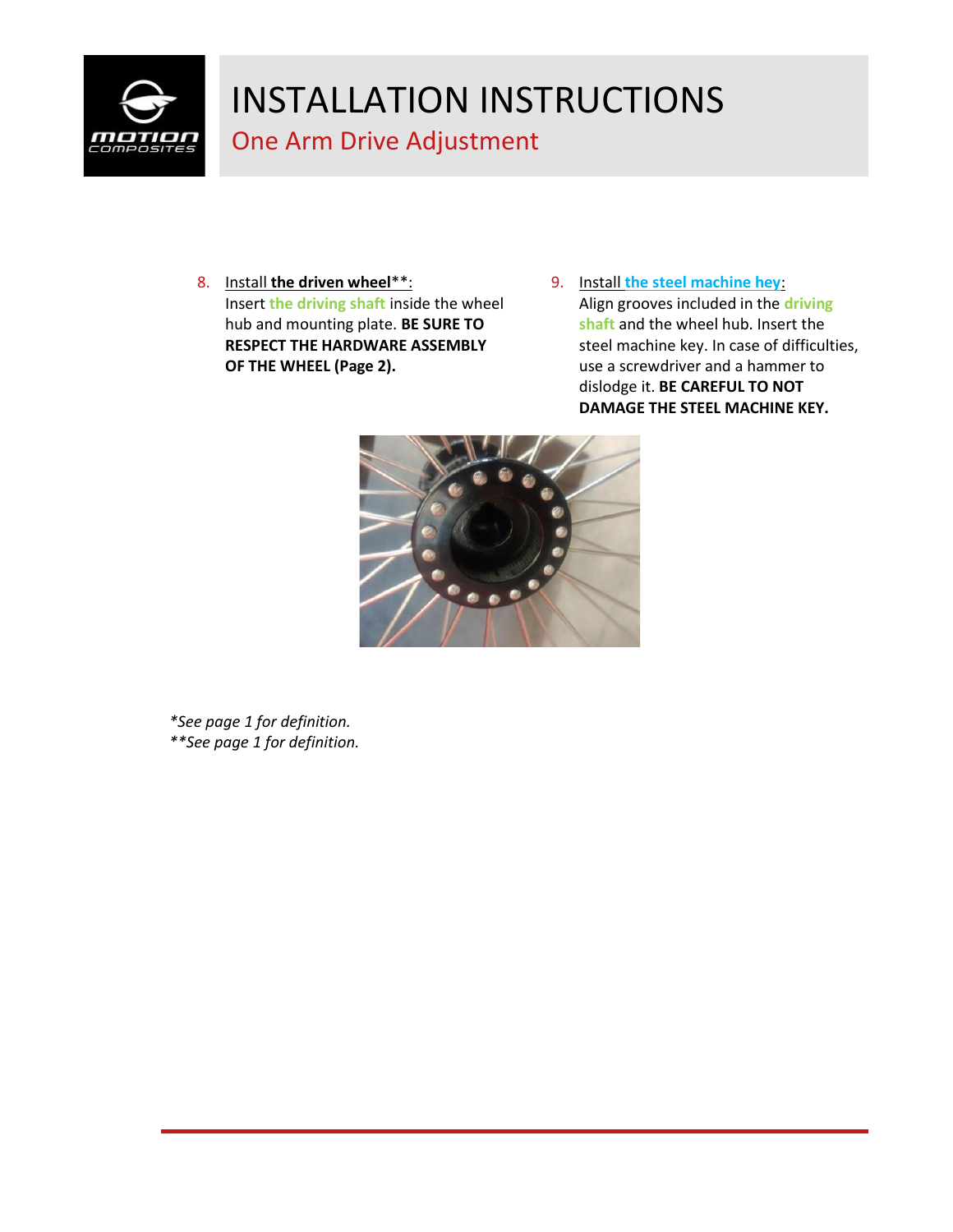8. Install **the driven wheel****:
   Insert **the driving shaft** inside the wheel hub and mounting plate. **BE SURE TO RESPECT THE HARDWARE ASSEMBLY OF THE WHEEL (Page 2).**

9. Install **the steel machine hey**:
   Align grooves included in the **driving shaft** and the wheel hub. Insert the steel machine key. In case of difficulties, use a screwdriver and a hammer to dislodge it. **BE CAREFUL TO NOT DAMAGE THE STEEL MACHINE KEY.**

**See page 1 for definition.*

***See page 1 for definition.*